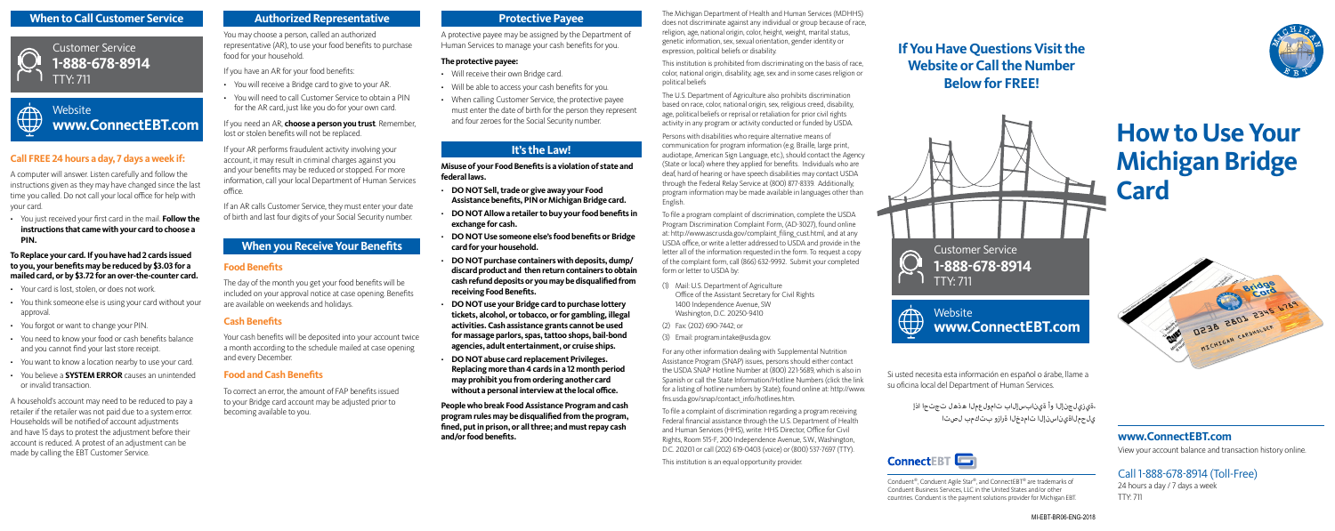## When to Call Customer Service

Customer Service
**1-888-678-8914**
TTY: 711

Website
**www.ConnectEBT.com**

### Call FREE 24 hours a day, 7 days a week if:

A computer will answer. Listen carefully and follow the instructions given as they may have changed since the last time you called. Do not call your local office for help with your card.

- You just received your first card in the mail. **Follow the instructions that came with your card to choose a PIN.**

**To Replace your card. If you have had 2 cards issued to you, your benefits may be reduced by $3.03 for a mailed card, or by $3.72 for an over-the-counter card.**

- Your card is lost, stolen, or does not work.
- You think someone else is using your card without your approval.
- You forgot or want to change your PIN.
- You need to know your food or cash benefits balance and you cannot find your last store receipt.
- You want to know a location nearby to use your card.
- You believe a **SYSTEM ERROR** causes an unintended or invalid transaction.

A household's account may need to be reduced to pay a retailer if the retailer was not paid due to a system error. Households will be notified of account adjustments and have 15 days to protest the adjustment before their account is reduced. A protest of an adjustment can be made by calling the EBT Customer Service.

## Authorized Representative

You may choose a person, called an authorized representative (AR), to use your food benefits to purchase food for your household.

If you have an AR for your food benefits:

- You will receive a Bridge card to give to your AR.
- You will need to call Customer Service to obtain a PIN for the AR card, just like you do for your own card.

If you need an AR, **choose a person you trust**. Remember, lost or stolen benefits will not be replaced.

If your AR performs fraudulent activity involving your account, it may result in criminal charges against you and your benefits may be reduced or stopped. For more information, call your local Department of Human Services office.

If an AR calls Customer Service, they must enter your date of birth and last four digits of your Social Security number.

## When you Receive Your Benefits

### Food Benefits

The day of the month you get your food benefits will be included on your approval notice at case opening. Benefits are available on weekends and holidays.

### Cash Benefits

Your cash benefits will be deposited into your account twice a month according to the schedule mailed at case opening and every December.

### Food and Cash Benefits

To correct an error, the amount of FAP benefits issued to your Bridge card account may be adjusted prior to becoming available to you.

## Protective Payee

A protective payee may be assigned by the Department of Human Services to manage your cash benefits for you.

**The protective payee:**

- Will receive their own Bridge card.
- Will be able to access your cash benefits for you.
- When calling Customer Service, the protective payee must enter the date of birth for the person they represent and four zeroes for the Social Security number.

## It's the Law!

**Misuse of your Food Benefits is a violation of state and federal laws.**

- **DO NOT Sell, trade or give away your Food Assistance benefits, PIN or Michigan Bridge card.**
- **DO NOT Allow a retailer to buy your food benefits in exchange for cash.**
- **DO NOT Use someone else's food benefits or Bridge card for your household.**
- **DO NOT purchase containers with deposits, dump/discard product and then return containers to obtain cash refund deposits or you may be disqualified from receiving Food Benefits.**
- **DO NOT use your Bridge card to purchase lottery tickets, alcohol, or tobacco, or for gambling, illegal activities. Cash assistance grants cannot be used for massage parlors, spas, tattoo shops, bail-bond agencies, adult entertainment, or cruise ships.**
- **DO NOT abuse card replacement Privileges. Replacing more than 4 cards in a 12 month period may prohibit you from ordering another card without a personal interview at the local office.**

**People who break Food Assistance Program and cash program rules may be disqualified from the program, fined, put in prison, or all three; and must repay cash and/or food benefits.**

The Michigan Department of Health and Human Services (MDHHS) does not discriminate against any individual or group because of race, religion, age, national origin, color, height, weight, marital status, genetic information, sex, sexual orientation, gender identity or expression, political beliefs or disability.

This institution is prohibited from discriminating on the basis of race, color, national origin, disability, age, sex and in some cases religion or political beliefs.

The U.S. Department of Agriculture also prohibits discrimination based on race, color, national origin, sex, religious creed, disability, age, political beliefs or reprisal or retaliation for prior civil rights activity in any program or activity conducted or funded by USDA.

Persons with disabilities who require alternative means of communication for program information (e.g. Braille, large print, audiotape, American Sign Language, etc.), should contact the Agency (State or local) where they applied for benefits. Individuals who are deaf, hard of hearing or have speech disabilities may contact USDA through the Federal Relay Service at (800) 877-8339. Additionally, program information may be made available in languages other than English.

To file a program complaint of discrimination, complete the USDA Program Discrimination Complaint Form, (AD-3027), found online at: http://www.ascr.usda.gov/complaint_filing_cust.html, and at any USDA office, or write a letter addressed to USDA and provide in the letter all of the information requested in the form. To request a copy of the complaint form, call (866) 632-9992. Submit your completed form or letter to USDA by:

(1) Mail: U.S. Department of Agriculture
Office of the Assistant Secretary for Civil Rights
1400 Independence Avenue, SW
Washington, D.C. 20250-9410

(2) Fax: (202) 690-7442; or

(3) Email: program.intake@usda.gov.

For any other information dealing with Supplemental Nutrition Assistance Program (SNAP) issues, persons should either contact the USDA SNAP Hotline Number at (800) 221-5689, which is also in Spanish or call the State Information/Hotline Numbers (click the link for a listing of hotline numbers by State); found online at: http://www.fns.usda.gov/snap/contact_info/hotlines.htm.

To file a complaint of discrimination regarding a program receiving Federal financial assistance through the U.S. Department of Health and Human Services (HHS), write: HHS Director, Office for Civil Rights, Room 515-F, 200 Independence Avenue, S.W., Washington, D.C. 20201 or call (202) 619-0403 (voice) or (800) 537-7697 (TTY).

This institution is an equal opportunity provider.

## If You Have Questions Visit the Website or Call the Number Below for FREE!

Customer Service
**1-888-678-8914**
TTY: 711

Website
**www.ConnectEBT.com**

Si usted necesita esta información en español o árabe, llame a su oficina local del Department of Human Services.

إذا احتجت هذه المعلومات بالإسبانية أو العربية، اتصل بمكتب وزارة الخدمات الإنسانية المحلي

ConnectEBT

Conduent®, Conduent Agile Star®, and ConnectEBT® are trademarks of Conduent Business Services, LLC in the United States and/or other countries. Conduent is the payment solutions provider for Michigan EBT.

# How to Use Your Michigan Bridge Card

**www.ConnectEBT.com**
View your account balance and transaction history online.

Call 1-888-678-8914 (Toll-Free)
24 hours a day / 7 days a week
TTY: 711

MI-EBT-BR06-ENG-2018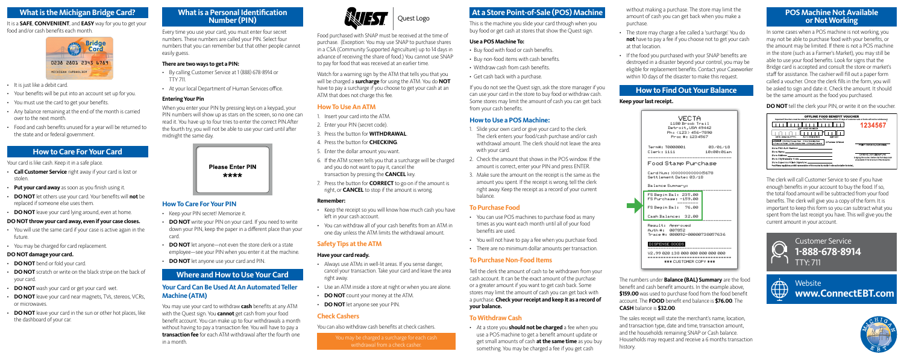## What is the Michigan Bridge Card?

It is a **SAFE**, **CONVENIENT**, and **EASY** way for you to get your food and/or cash benefits each month.

- It is just like a debit card.
- Your benefits will be put into an account set up for you.
- You must use the card to get your benefits.
- Any balance remaining at the end of the month is carried over to the next month.
- Food and cash benefits unused for a year will be returned to the state and or federal government.

## How to Care For Your Card

Your card is like cash. Keep it in a safe place.

- **Call Customer Service** right away if your card is lost or stolen.
- **Put your card away** as soon as you finish using it.
- **DO NOT** let others use your card. Your benefits will **not** be replaced if someone else uses them.
- **DO NOT** leave your card lying around, even at home.

**DO NOT throw your card away, even if your case closes.**

- You will use the same card if your case is active again in the future.
- You may be charged for card replacement.

**DO NOT damage your card.**

- **DO NOT** bend or fold your card.
- **DO NOT** scratch or write on the black stripe on the back of your card.
- **DO NOT** wash your card or get your card wet.
- **DO NOT** leave your card near magnets, TVs, stereos, VCRs, or microwaves.
- **DO NOT** leave your card in the sun or other hot places, like the dashboard of your car.

## What is a Personal Identification Number (PIN)

Every time you use your card, you must enter four secret numbers. These numbers are called your PIN. Select four numbers that you can remember but that other people cannot easily guess.

**There are two ways to get a PIN:**

- By calling Customer Service at 1 (888) 678-8914 or TTY 711.
- At your local Department of Human Services office.

**Entering Your Pin**

When you enter your PIN by pressing keys on a keypad, your PIN numbers will show up as stars on the screen, so no one can read it. You have up to four tries to enter the correct PIN.After the fourth try, you will not be able to use your card until after midnight the same day.

Please Enter PIN
****

### How To Care For Your PIN

- Keep your PIN secret! Memorize it.
- **DO NOT** write your PIN on your card. If you need to write down your PIN, keep the paper in a different place than your card.
- **DO NOT** let anyone—not even the store clerk or a state employee—see your PIN when you enter it at the machine.
- **DO NOT** let anyone use your card and PIN.

## Where and How to Use Your Card

### Your Card Can Be Used At An Automated Teller Machine (ATM)

You may use your card to withdraw **cash** benefits at any ATM with the Quest sign. You **cannot** get cash from your food benefit account. You can make up to four withdrawals a month without having to pay a transaction fee. You will have to pay a **transaction fee** for each ATM withdrawal after the fourth one in a month.

Quest Logo

Food purchased with SNAP must be received at the time of purchase. (Exception: You may use SNAP to purchase shares in a CSA (Community Supported Agriculture) up to 14 days in advance of receiving the share of food.) You cannot use SNAP to pay for food that was received at an earlier time.

Watch for a warning sign by the ATM that tells you that you will be charged a **surcharge** for using the ATM. You do **NOT** have to pay a surcharge if you choose to get your cash at an ATM that does not charge this fee.

### How To Use An ATM

1. Insert your card into the ATM.
2. Enter your PIN (secret code).
3. Press the button for **WITHDRAWAL**.
4. Press the button for **CHECKING**.
5. Enter the dollar amount you want.
6. If the ATM screen tells you that a surcharge will be charged and you do not want to pay it, cancel the transaction by pressing the **CANCEL** key.
7. Press the button for **CORRECT** to go on if the amount is right, or **CANCEL** to stop if the amount is wrong.

**Remember:**

- Keep the receipt so you will know how much cash you have left in your cash account.
- You can withdraw all of your cash benefits from an ATM in one day unless the ATM limits the withdrawal amount.

### Safety Tips at the ATM

**Have your card ready.**

- Always use ATMs in well-lit areas. If you sense danger, cancel your transaction. Take your card and leave the area right away.
- Use an ATM inside a store at night or when you are alone.
- **DO NOT** count your money at the ATM.
- **DO NOT** let anyone see your PIN.

### Check Cashers

You can also withdraw cash benefits at check cashers.

You may be charged a surcharge for each cash withdrawal from a check casher.

## At a Store Point-of-Sale (POS) Machine

This is the machine you slide your card through when you buy food or get cash at stores that show the Quest sign.

**Use a POS Machine To:**

- Buy food with food or cash benefits.
- Buy non-food items with cash benefits.
- Withdraw cash from cash benefits.
- Get cash back with a purchase.

If you do not see the Quest sign, ask the store manager if you can use your card in the store to buy food or withdraw cash. Some stores may limit the amount of cash you can get back from your cash benefits.

### How to Use a POS Machine:

1. Slide your own card or give your card to the clerk. The clerk enters your food/cash purchase and/or cash withdrawal amount. The clerk should not leave the area with your card.
2. Check the amount that shows in the POS window. If the amount is correct, enter your PIN and press ENTER.
3. Make sure the amount on the receipt is the same as the amount you spent. If the receipt is wrong, tell the clerk right away. Keep the receipt as a record of your current balance.

### To Purchase Food

- You can use POS machines to purchase food as many times as you want each month until all of your food benefits are used.
- You will not have to pay a fee when you purchase food.
- There are no minimum dollar amounts per transaction.

### To Purchase Non-Food Items

Tell the clerk the amount of cash to be withdrawn from your cash account. It can be the exact amount of the purchase or a greater amount if you want to get cash back. Some stores may limit the amount of cash you can get back with a purchase. **Check your receipt and keep it as a record of your balance.**

### To Withdraw Cash

- At a store you **should not be charged** a fee when you use a POS machine to get a benefit amount update or get small amounts of cash **at the same time** as you buy something. You may be charged a fee if you get cash without making a purchase. The store may limit the amount of cash you can get back when you make a purchase.
- The store may charge a fee called a 'surcharge.' You do **not** have to pay a fee if you choose not to get your cash at that location.
- If the food you purchased with your SNAP benefits are destroyed in a disaster beyond your control, you may be eligible for replacement benefits. Contact your Caseworker within 10 days of the disaster to make this request.

## How to Find Out Your Balance

**Keep your last receipt.**

```
VECTA
1100 Brook Trail
Detroit,USA 49442
Ph: (123) 456-7890
Proc #: 1234567

Term#: T0000001          03/01/18
Clerk: 1111              10:00:01am

Food Stamp Purchase

Card Num: XXXXXXXXXXXX5678
Settlement Date: 03/18

Balance Summary:

FS Begin Bal: 235.00
FS Purchase: -159.00
FS Begin Bal:  76.00

Cash Balance:  32.00

Result: Approved
Auth #: 007852
Trace #: 000072-0000738057636

DISPENSE GOODS

V2.99 020 138 000 000 000 000 000
================================
*** CUSTOMER COPY ***
```

The numbers under **Balance (BAL) Summary** are the food benefit and cash benefit amounts. In the example above, **$159.00** was used to purchase food from the food benefit account. The **FOOD** benefit end balance is **$76.00**. The **CASH** balance is **$32.00**.

The sales receipt will state the merchant's name, location, and transaction type, date and time, transaction amount, and the households remaining SNAP or Cash balance. Households may request and receive a 6 months transaction history.

## POS Machine Not Available or Not Working

In some cases when a POS machine is not working, you may not be able to purchase food with your benefits, or the amount may be limited. If there is not a POS machine in the store (such as a Farmer's Market), you may still be able to use your food benefits. Look for signs that the Bridge card is accepted and consult the store or market's staff for assistance. The cashier will fill out a paper form called a voucher. Once the clerk fills in the form, you will be asked to sign and date it. Check the amount. It should be the same amount as the food you purchased.

**DO NOT** tell the clerk your PIN, or write it on the voucher.

OFFLINE FOOD BENEFIT VOUCHER
1234567

The clerk will call Customer Service to see if you have enough benefits in your account to buy the food. If so, the total food amount will be subtracted from your food benefits. The clerk will give you a copy of the form. It is important to keep this form so you can subtract what you spent from the last receipt you have. This will give you the current amount in your account.

Customer Service
**1-888-678-8914**
TTY: 711

Website
**www.ConnectEBT.com**